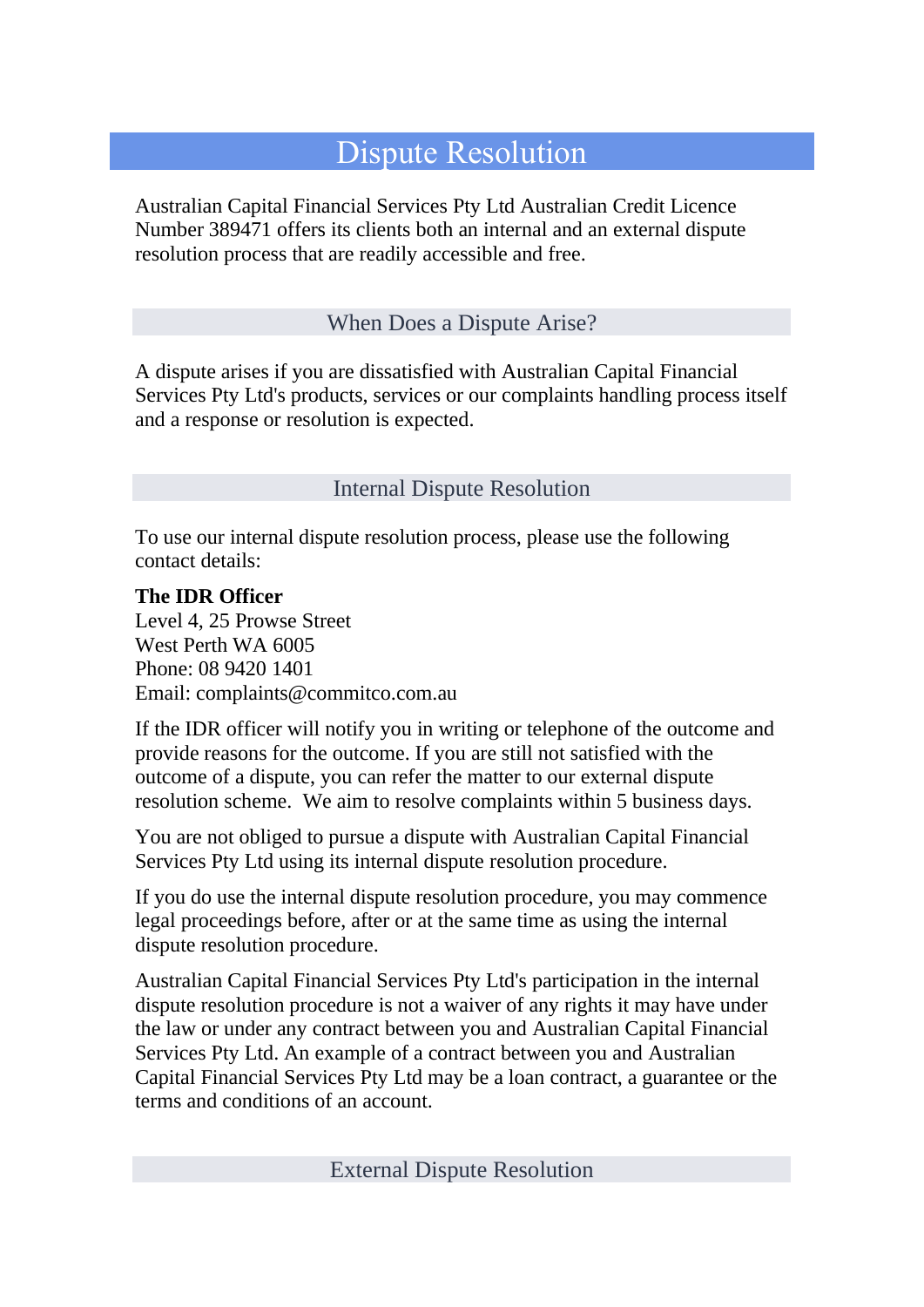# Dispute Resolution

Australian Capital Financial Services Pty Ltd Australian Credit Licence Number 389471 offers its clients both an internal and an external dispute resolution process that are readily accessible and free.

## When Does a Dispute Arise?

A dispute arises if you are dissatisfied with Australian Capital Financial Services Pty Ltd's products, services or our complaints handling process itself and a response or resolution is expected.

## Internal Dispute Resolution

To use our internal dispute resolution process, please use the following contact details:

**The IDR Officer**
Level 4, 25 Prowse Street
West Perth WA 6005
Phone: 08 9420 1401
Email: complaints@commitco.com.au

If the IDR officer will notify you in writing or telephone of the outcome and provide reasons for the outcome. If you are still not satisfied with the outcome of a dispute, you can refer the matter to our external dispute resolution scheme.  We aim to resolve complaints within 5 business days.

You are not obliged to pursue a dispute with Australian Capital Financial Services Pty Ltd using its internal dispute resolution procedure.

If you do use the internal dispute resolution procedure, you may commence legal proceedings before, after or at the same time as using the internal dispute resolution procedure.

Australian Capital Financial Services Pty Ltd's participation in the internal dispute resolution procedure is not a waiver of any rights it may have under the law or under any contract between you and Australian Capital Financial Services Pty Ltd. An example of a contract between you and Australian Capital Financial Services Pty Ltd may be a loan contract, a guarantee or the terms and conditions of an account.

## External Dispute Resolution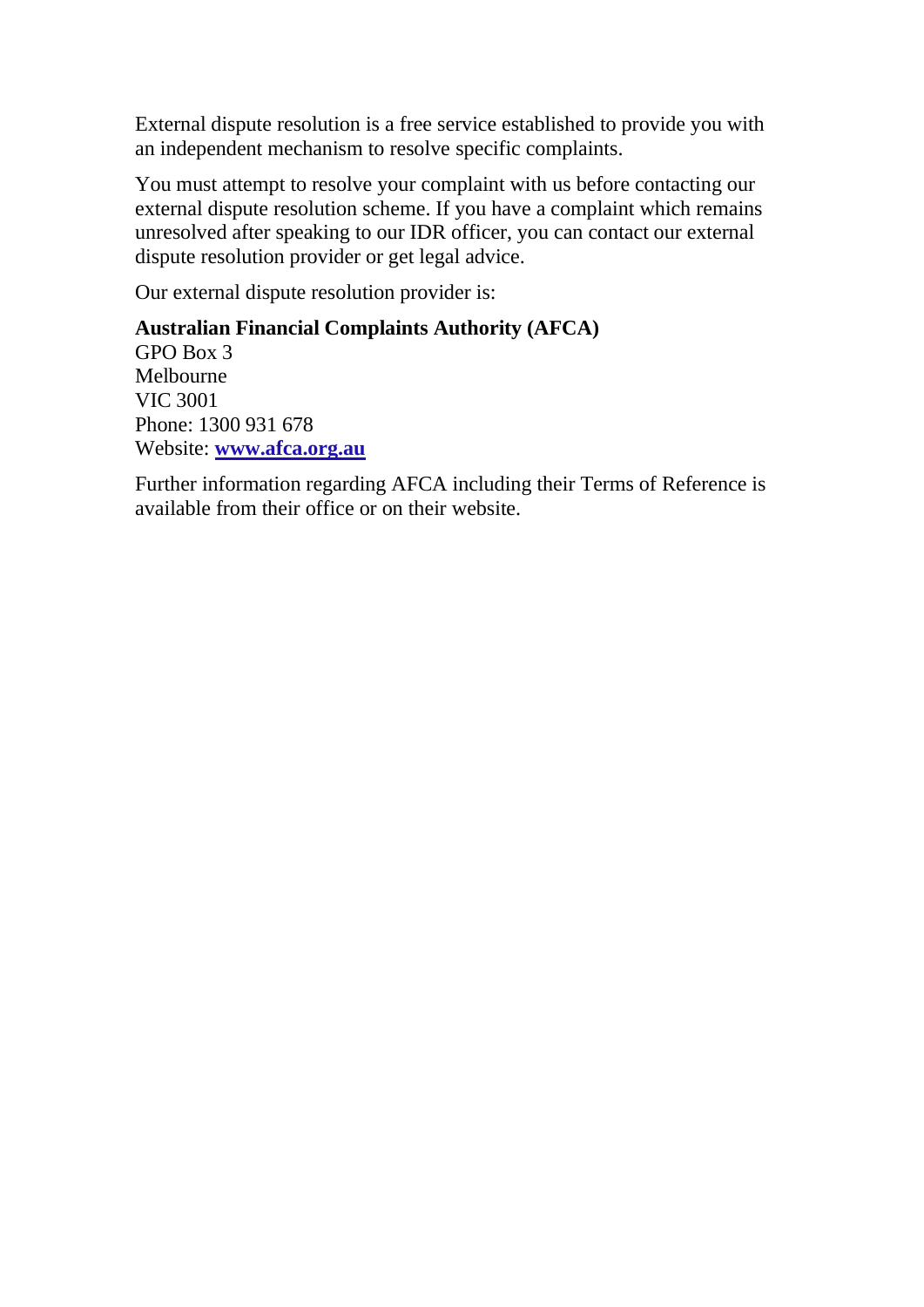External dispute resolution is a free service established to provide you with an independent mechanism to resolve specific complaints.

You must attempt to resolve your complaint with us before contacting our external dispute resolution scheme. If you have a complaint which remains unresolved after speaking to our IDR officer, you can contact our external dispute resolution provider or get legal advice.

Our external dispute resolution provider is:

**Australian Financial Complaints Authority (AFCA)**
GPO Box 3
Melbourne
VIC 3001
Phone: 1300 931 678
Website: **www.afca.org.au**

Further information regarding AFCA including their Terms of Reference is available from their office or on their website.